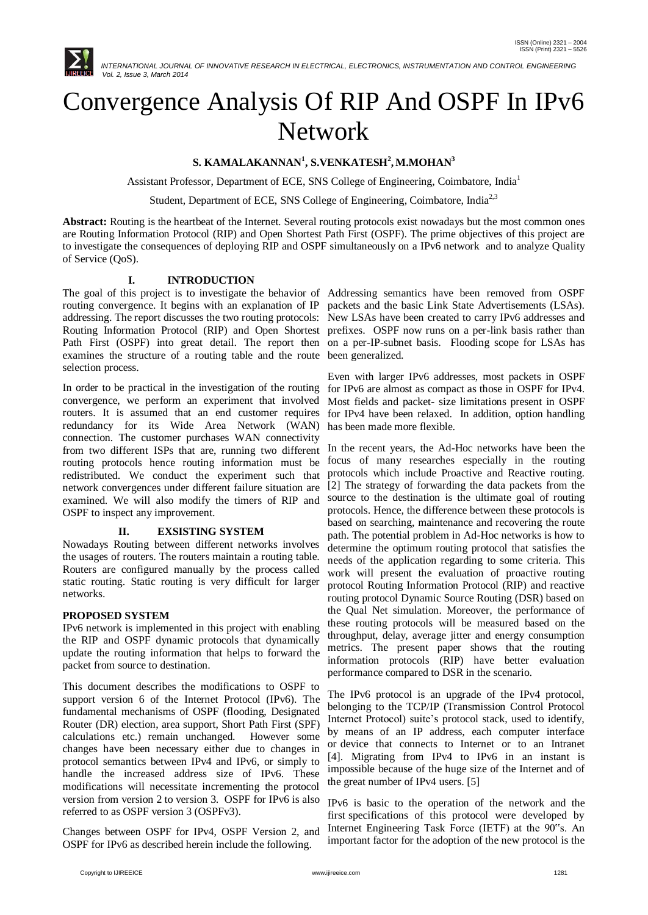# Convergence Analysis Of RIP And OSPF In IPv6 Network

**S. KAMALAKANNAN[1], S.VENKATESH[2], M.MOHAN[3]**

Assistant Professor, Department of ECE, SNS College of Engineering, Coimbatore, India[1]

Student, Department of ECE, SNS College of Engineering, Coimbatore, India[2,3]

**Abstract:** Routing is the heartbeat of the Internet. Several routing protocols exist nowadays but the most common ones are Routing Information Protocol (RIP) and Open Shortest Path First (OSPF). The prime objectives of this project are to investigate the consequences of deploying RIP and OSPF simultaneously on a IPv6 network and to analyze Quality of Service (QoS).

## I. INTRODUCTION

The goal of this project is to investigate the behavior of routing convergence. It begins with an explanation of IP addressing. The report discusses the two routing protocols: Routing Information Protocol (RIP) and Open Shortest Path First (OSPF) into great detail. The report then examines the structure of a routing table and the route selection process.

In order to be practical in the investigation of the routing convergence, we perform an experiment that involved routers. It is assumed that an end customer requires redundancy for its Wide Area Network (WAN) connection. The customer purchases WAN connectivity from two different ISPs that are, running two different routing protocols hence routing information must be redistributed. We conduct the experiment such that network convergences under different failure situation are examined. We will also modify the timers of RIP and OSPF to inspect any improvement.

## II. EXSISTING SYSTEM

Nowadays Routing between different networks involves the usages of routers. The routers maintain a routing table. Routers are configured manually by the process called static routing. Static routing is very difficult for larger networks.

### PROPOSED SYSTEM

IPv6 network is implemented in this project with enabling the RIP and OSPF dynamic protocols that dynamically update the routing information that helps to forward the packet from source to destination.

This document describes the modifications to OSPF to support version 6 of the Internet Protocol (IPv6). The fundamental mechanisms of OSPF (flooding, Designated Router (DR) election, area support, Short Path First (SPF) calculations etc.) remain unchanged. However some changes have been necessary either due to changes in protocol semantics between IPv4 and IPv6, or simply to handle the increased address size of IPv6. These modifications will necessitate incrementing the protocol version from version 2 to version 3. OSPF for IPv6 is also referred to as OSPF version 3 (OSPFv3).

Changes between OSPF for IPv4, OSPF Version 2, and OSPF for IPv6 as described herein include the following. Addressing semantics have been removed from OSPF packets and the basic Link State Advertisements (LSAs). New LSAs have been created to carry IPv6 addresses and prefixes. OSPF now runs on a per-link basis rather than on a per-IP-subnet basis. Flooding scope for LSAs has been generalized.

Even with larger IPv6 addresses, most packets in OSPF for IPv6 are almost as compact as those in OSPF for IPv4. Most fields and packet- size limitations present in OSPF for IPv4 have been relaxed. In addition, option handling has been made more flexible.

In the recent years, the Ad-Hoc networks have been the focus of many researches especially in the routing protocols which include Proactive and Reactive routing. [2] The strategy of forwarding the data packets from the source to the destination is the ultimate goal of routing protocols. Hence, the difference between these protocols is based on searching, maintenance and recovering the route path. The potential problem in Ad-Hoc networks is how to determine the optimum routing protocol that satisfies the needs of the application regarding to some criteria. This work will present the evaluation of proactive routing protocol Routing Information Protocol (RIP) and reactive routing protocol Dynamic Source Routing (DSR) based on the Qual Net simulation. Moreover, the performance of these routing protocols will be measured based on the throughput, delay, average jitter and energy consumption metrics. The present paper shows that the routing information protocols (RIP) have better evaluation performance compared to DSR in the scenario.

The IPv6 protocol is an upgrade of the IPv4 protocol, belonging to the TCP/IP (Transmission Control Protocol Internet Protocol) suite's protocol stack, used to identify, by means of an IP address, each computer interface or device that connects to Internet or to an Intranet [4]. Migrating from IPv4 to IPv6 in an instant is impossible because of the huge size of the Internet and of the great number of IPv4 users. [5]

IPv6 is basic to the operation of the network and the first specifications of this protocol were developed by Internet Engineering Task Force (IETF) at the 90"s. An important factor for the adoption of the new protocol is the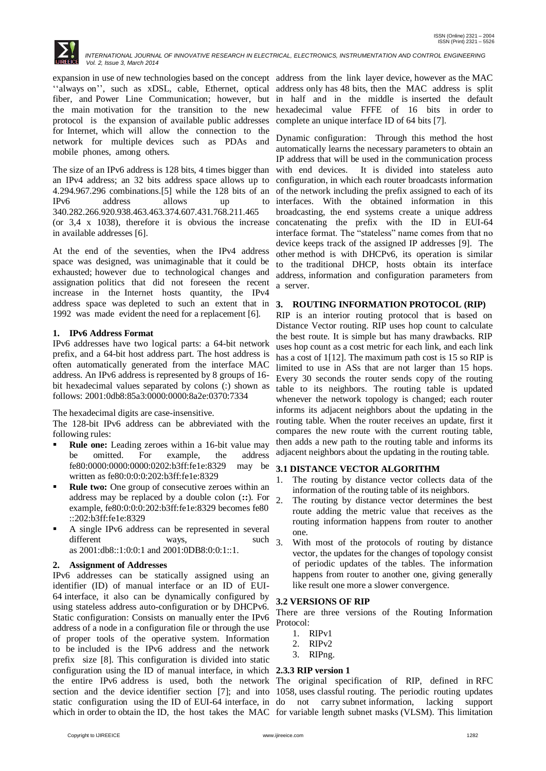expansion in use of new technologies based on the concept ''always on'', such as xDSL, cable, Ethernet, optical fiber, and Power Line Communication; however, but the main motivation for the transition to the new protocol is the expansion of available public addresses for Internet, which will allow the connection to the network for multiple devices such as PDAs and mobile phones, among others.

The size of an IPv6 address is 128 bits, 4 times bigger than an IPv4 address; an 32 bits address space allows up to 4.294.967.296 combinations.[5] while the 128 bits of an IPv6 address allows up to 340.282.266.920.938.463.463.374.607.431.768.211.465 (or 3,4 x 1038), therefore it is obvious the increase in available addresses [6].

At the end of the seventies, when the IPv4 address space was designed, was unimaginable that it could be exhausted; however due to technological changes and assignation politics that did not foresee the recent increase in the Internet hosts quantity, the IPv4 address space was depleted to such an extent that in 1992 was made evident the need for a replacement [6].

### 1. IPv6 Address Format

IPv6 addresses have two logical parts: a 64-bit network prefix, and a 64-bit host address part. The host address is often automatically generated from the interface MAC address. An IPv6 address is represented by 8 groups of 16-bit hexadecimal values separated by colons (:) shown as follows: 2001:0db8:85a3:0000:0000:8a2e:0370:7334

The hexadecimal digits are case-insensitive.

The 128-bit IPv6 address can be abbreviated with the following rules:

- **Rule one:** Leading zeroes within a 16-bit value may be omitted. For example, the address fe80:0000:0000:0000:0202:b3ff:fe1e:8329 may be written as fe80:0:0:0:202:b3ff:fe1e:8329
- **Rule two:** One group of consecutive zeroes within an address may be replaced by a double colon (**::**). For example, fe80:0:0:0:202:b3ff:fe1e:8329 becomes fe80 ::202:b3ff:fe1e:8329
- A single IPv6 address can be represented in several different ways, such as 2001:db8::1:0:0:1 and 2001:0DB8:0:0:1::1.

### 2. Assignment of Addresses

IPv6 addresses can be statically assigned using an identifier (ID) of manual interface or an ID of EUI-64 interface, it also can be dynamically configured by using stateless address auto-configuration or by DHCPv6. Static configuration: Consists on manually enter the IPv6 address of a node in a configuration file or through the use of proper tools of the operative system. Information to be included is the IPv6 address and the network prefix size [8]. This configuration is divided into static configuration using the ID of manual interface, in which the entire IPv6 address is used, both the network section and the device identifier section [7]; and into static configuration using the ID of EUI-64 interface, in which in order to obtain the ID, the host takes the MAC address from the link layer device, however as the MAC address only has 48 bits, then the MAC address is split in half and in the middle is inserted the default hexadecimal value FFFE of 16 bits in order to complete an unique interface ID of 64 bits [7].

Dynamic configuration: Through this method the host automatically learns the necessary parameters to obtain an IP address that will be used in the communication process with end devices. It is divided into stateless auto configuration, in which each router broadcasts information of the network including the prefix assigned to each of its interfaces. With the obtained information in this broadcasting, the end systems create a unique address concatenating the prefix with the ID in EUI-64 interface format. The "stateless" name comes from that no device keeps track of the assigned IP addresses [9]. The other method is with DHCPv6, its operation is similar to the traditional DHCP, hosts obtain its interface address, information and configuration parameters from a server.

## 3. ROUTING INFORMATION PROTOCOL (RIP)

RIP is an interior routing protocol that is based on Distance Vector routing. RIP uses hop count to calculate the best route. It is simple but has many drawbacks. RIP uses hop count as a cost metric for each link, and each link has a cost of 1[12]. The maximum path cost is 15 so RIP is limited to use in ASs that are not larger than 15 hops. Every 30 seconds the router sends copy of the routing table to its neighbors. The routing table is updated whenever the network topology is changed; each router informs its adjacent neighbors about the updating in the routing table. When the router receives an update, first it compares the new route with the current routing table, then adds a new path to the routing table and informs its adjacent neighbors about the updating in the routing table.

### 3.1 DISTANCE VECTOR ALGORITHM

1. The routing by distance vector collects data of the information of the routing table of its neighbors.
2. The routing by distance vector determines the best route adding the metric value that receives as the routing information happens from router to another one.
3. With most of the protocols of routing by distance vector, the updates for the changes of topology consist of periodic updates of the tables. The information happens from router to another one, giving generally like result one more a slower convergence.

### 3.2 VERSIONS OF RIP

There are three versions of the Routing Information Protocol:

1. RIPv1
2. RIPv2
3. RIPng.

### 2.3.3 RIP version 1

The original specification of RIP, defined in RFC 1058, uses classful routing. The periodic routing updates do not carry subnet information, lacking support for variable length subnet masks (VLSM). This limitation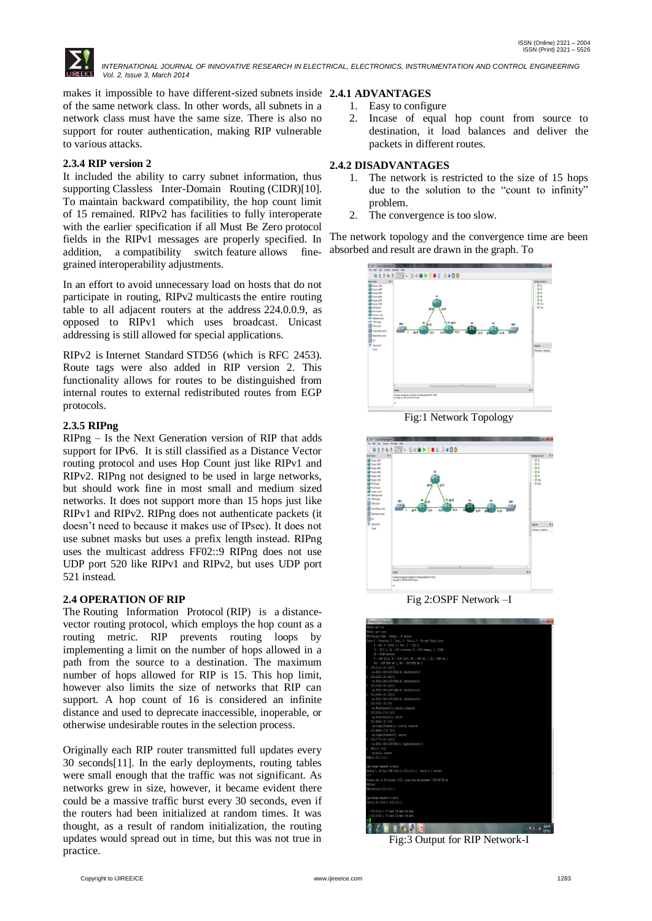makes it impossible to have different-sized subnets inside of the same network class. In other words, all subnets in a network class must have the same size. There is also no support for router authentication, making RIP vulnerable to various attacks.

### 2.3.4 RIP version 2

It included the ability to carry subnet information, thus supporting Classless Inter-Domain Routing (CIDR)[10]. To maintain backward compatibility, the hop count limit of 15 remained. RIPv2 has facilities to fully interoperate with the earlier specification if all Must Be Zero protocol fields in the RIPv1 messages are properly specified. In addition, a compatibility switch feature allows fine-grained interoperability adjustments.

In an effort to avoid unnecessary load on hosts that do not participate in routing, RIPv2 multicasts the entire routing table to all adjacent routers at the address 224.0.0.9, as opposed to RIPv1 which uses broadcast. Unicast addressing is still allowed for special applications.

RIPv2 is Internet Standard STD56 (which is RFC 2453). Route tags were also added in RIP version 2. This functionality allows for routes to be distinguished from internal routes to external redistributed routes from EGP protocols.

### 2.3.5 RIPng

RIPng – Is the Next Generation version of RIP that adds support for IPv6. It is still classified as a Distance Vector routing protocol and uses Hop Count just like RIPv1 and RIPv2. RIPng not designed to be used in large networks, but should work fine in most small and medium sized networks. It does not support more than 15 hops just like RIPv1 and RIPv2. RIPng does not authenticate packets (it doesn't need to because it makes use of IPsec). It does not use subnet masks but uses a prefix length instead. RIPng uses the multicast address FF02::9 RIPng does not use UDP port 520 like RIPv1 and RIPv2, but uses UDP port 521 instead.

## 2.4 OPERATION OF RIP

The Routing Information Protocol (RIP) is a distance-vector routing protocol, which employs the hop count as a routing metric. RIP prevents routing loops by implementing a limit on the number of hops allowed in a path from the source to a destination. The maximum number of hops allowed for RIP is 15. This hop limit, however also limits the size of networks that RIP can support. A hop count of 16 is considered an infinite distance and used to deprecate inaccessible, inoperable, or otherwise undesirable routes in the selection process.

Originally each RIP router transmitted full updates every 30 seconds[11]. In the early deployments, routing tables were small enough that the traffic was not significant. As networks grew in size, however, it became evident there could be a massive traffic burst every 30 seconds, even if the routers had been initialized at random times. It was thought, as a result of random initialization, the routing updates would spread out in time, but this was not true in practice.

### 2.4.1 ADVANTAGES

1. Easy to configure
2. Incase of equal hop count from source to destination, it load balances and deliver the packets in different routes.

### 2.4.2 DISADVANTAGES

1. The network is restricted to the size of 15 hops due to the solution to the "count to infinity" problem.
2. The convergence is too slow.

The network topology and the convergence time are been absorbed and result are drawn in the graph. To

Fig:1 Network Topology

Fig 2:OSPF Network –I

Fig:3 Output for RIP Network-I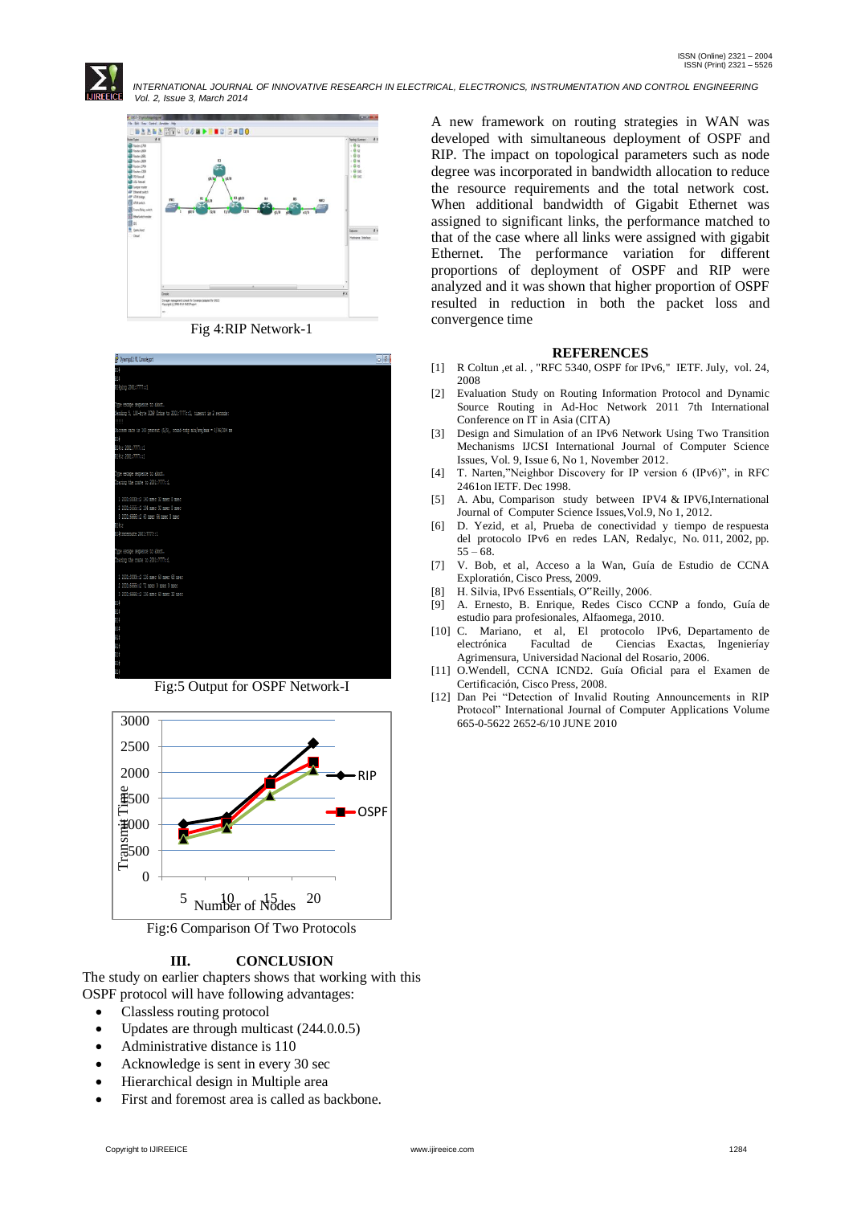Fig 4:RIP Network-1

Fig:5 Output for OSPF Network-I

3000
2500
2000
1500
1000
500
0
Transmit Time
5 10 15 20
Number of Nodes
RIP
OSPF

Fig:6 Comparison Of Two Protocols

## III. CONCLUSION

The study on earlier chapters shows that working with this OSPF protocol will have following advantages:

- Classless routing protocol
- Updates are through multicast (244.0.0.5)
- Administrative distance is 110
- Acknowledge is sent in every 30 sec
- Hierarchical design in Multiple area
- First and foremost area is called as backbone.

A new framework on routing strategies in WAN was developed with simultaneous deployment of OSPF and RIP. The impact on topological parameters such as node degree was incorporated in bandwidth allocation to reduce the resource requirements and the total network cost. When additional bandwidth of Gigabit Ethernet was assigned to significant links, the performance matched to that of the case where all links were assigned with gigabit Ethernet. The performance variation for different proportions of deployment of OSPF and RIP were analyzed and it was shown that higher proportion of OSPF resulted in reduction in both the packet loss and convergence time

## REFERENCES

[1] R Coltun ,et al. , "RFC 5340, OSPF for IPv6," IETF. July, vol. 24, 2008

[2] Evaluation Study on Routing Information Protocol and Dynamic Source Routing in Ad-Hoc Network 2011 7th International Conference on IT in Asia (CITA)

[3] Design and Simulation of an IPv6 Network Using Two Transition Mechanisms IJCSI International Journal of Computer Science Issues, Vol. 9, Issue 6, No 1, November 2012.

[4] T. Narten,"Neighbor Discovery for IP version 6 (IPv6)", in RFC 2461on IETF. Dec 1998.

[5] A. Abu, Comparison study between IPV4 & IPV6,International Journal of Computer Science Issues,Vol.9, No 1, 2012.

[6] D. Yezid, et al, Prueba de conectividad y tiempo de respuesta del protocolo IPv6 en redes LAN, Redalyc, No. 011, 2002, pp. 55 – 68.

[7] V. Bob, et al, Acceso a la Wan, Guía de Estudio de CCNA Exploratión, Cisco Press, 2009.

[8] H. Silvia, IPv6 Essentials, O"Reilly, 2006.

[9] A. Ernesto, B. Enrique, Redes Cisco CCNP a fondo, Guía de estudio para profesionales, Alfaomega, 2010.

[10] C. Mariano, et al, El protocolo IPv6, Departamento de electrónica Facultad de Ciencias Exactas, Ingenieríay Agrimensura, Universidad Nacional del Rosario, 2006.

[11] O.Wendell, CCNA ICND2. Guía Oficial para el Examen de Certificación, Cisco Press, 2008.

[12] Dan Pei "Detection of Invalid Routing Announcements in RIP Protocol" International Journal of Computer Applications Volume 665-0-5622 2652-6/10 JUNE 2010